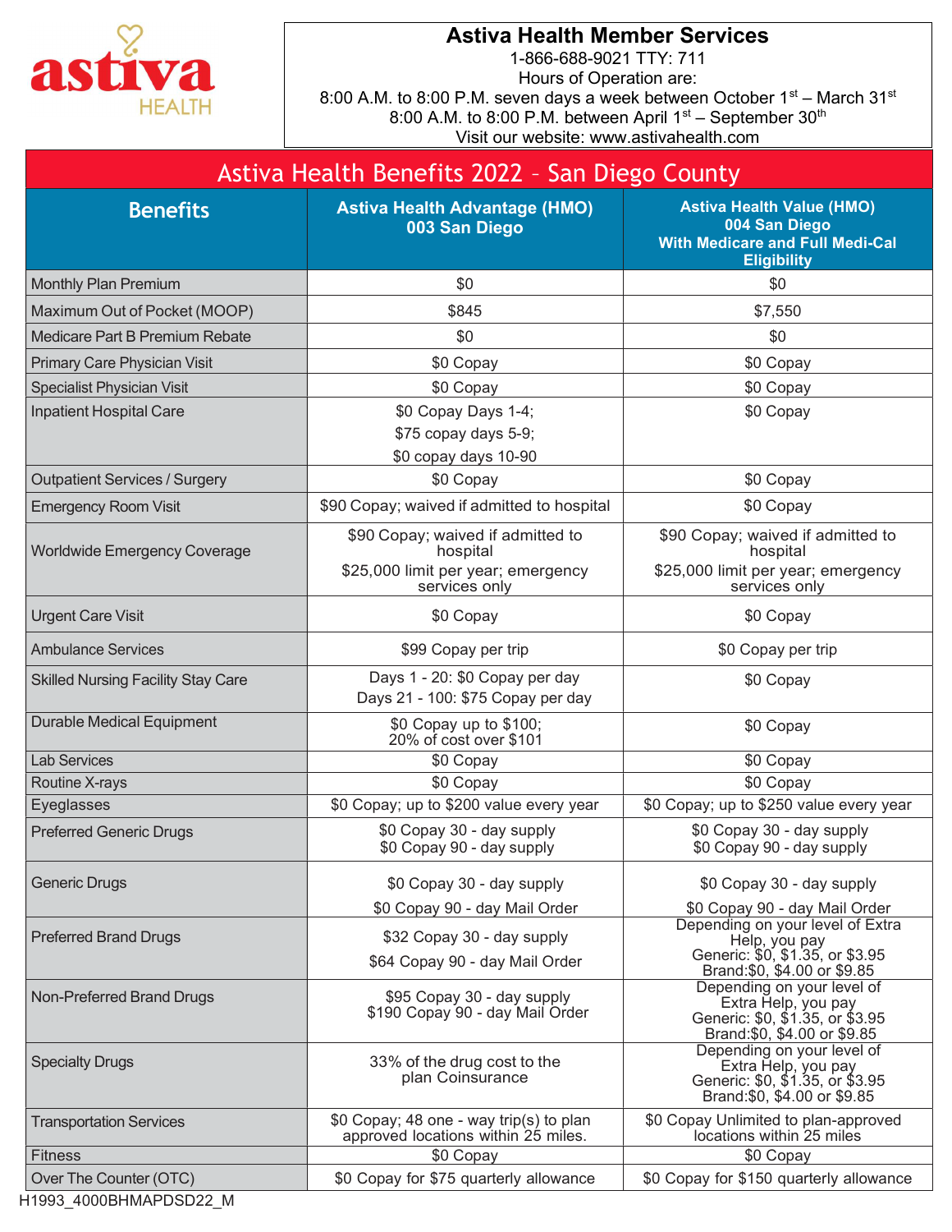astiva HEALTH

**Astiva Health Member Services**

1-866-688-9021 TTY: 711

Hours of Operation are:

8:00 A.M. to 8:00 P.M. seven days a week between October 1st – March 31st

8:00 A.M. to 8:00 P.M. between April 1st – September 30th

Visit our website: www.astivahealth.com

# Astiva Health Benefits 2022 – San Diego County

| Benefits | Astiva Health Advantage (HMO) 003 San Diego | Astiva Health Value (HMO) 004 San Diego With Medicare and Full Medi-Cal Eligibility |
|---|---|---|
| Monthly Plan Premium | $0 | $0 |
| Maximum Out of Pocket (MOOP) | $845 | $7,550 |
| Medicare Part B Premium Rebate | $0 | $0 |
| Primary Care Physician Visit | $0 Copay | $0 Copay |
| Specialist Physician Visit | $0 Copay | $0 Copay |
| Inpatient Hospital Care | $0 Copay Days 1-4; $75 copay days 5-9; $0 copay days 10-90 | $0 Copay |
| Outpatient Services / Surgery | $0 Copay | $0 Copay |
| Emergency Room Visit | $90 Copay; waived if admitted to hospital | $0 Copay |
| Worldwide Emergency Coverage | $90 Copay; waived if admitted to hospital $25,000 limit per year; emergency services only | $90 Copay; waived if admitted to hospital $25,000 limit per year; emergency services only |
| Urgent Care Visit | $0 Copay | $0 Copay |
| Ambulance Services | $99 Copay per trip | $0 Copay per trip |
| Skilled Nursing Facility Stay Care | Days 1 - 20: $0 Copay per day Days 21 - 100: $75 Copay per day | $0 Copay |
| Durable Medical Equipment | $0 Copay up to $100; 20% of cost over $101 | $0 Copay |
| Lab Services | $0 Copay | $0 Copay |
| Routine X-rays | $0 Copay | $0 Copay |
| Eyeglasses | $0 Copay; up to $200 value every year | $0 Copay; up to $250 value every year |
| Preferred Generic Drugs | $0 Copay 30 - day supply $0 Copay 90 - day supply | $0 Copay 30 - day supply $0 Copay 90 - day supply |
| Generic Drugs | $0 Copay 30 - day supply $0 Copay 90 - day Mail Order | $0 Copay 30 - day supply $0 Copay 90 - day Mail Order |
| Preferred Brand Drugs | $32 Copay 30 - day supply $64 Copay 90 - day Mail Order | Depending on your level of Extra Help, you pay Generic: $0, $1.35, or $3.95 Brand:$0, $4.00 or $9.85 |
| Non-Preferred Brand Drugs | $95 Copay 30 - day supply $190 Copay 90 - day Mail Order | Depending on your level of Extra Help, you pay Generic: $0, $1.35, or $3.95 Brand:$0, $4.00 or $9.85 |
| Specialty Drugs | 33% of the drug cost to the plan Coinsurance | Depending on your level of Extra Help, you pay Generic: $0, $1.35, or $3.95 Brand:$0, $4.00 or $9.85 |
| Transportation Services | $0 Copay; 48 one - way trip(s) to plan approved locations within 25 miles. | $0 Copay Unlimited to plan-approved locations within 25 miles |
| Fitness | $0 Copay | $0 Copay |
| Over The Counter (OTC) | $0 Copay for $75 quarterly allowance | $0 Copay for $150 quarterly allowance |

H1993_4000BHMAPDSD22_M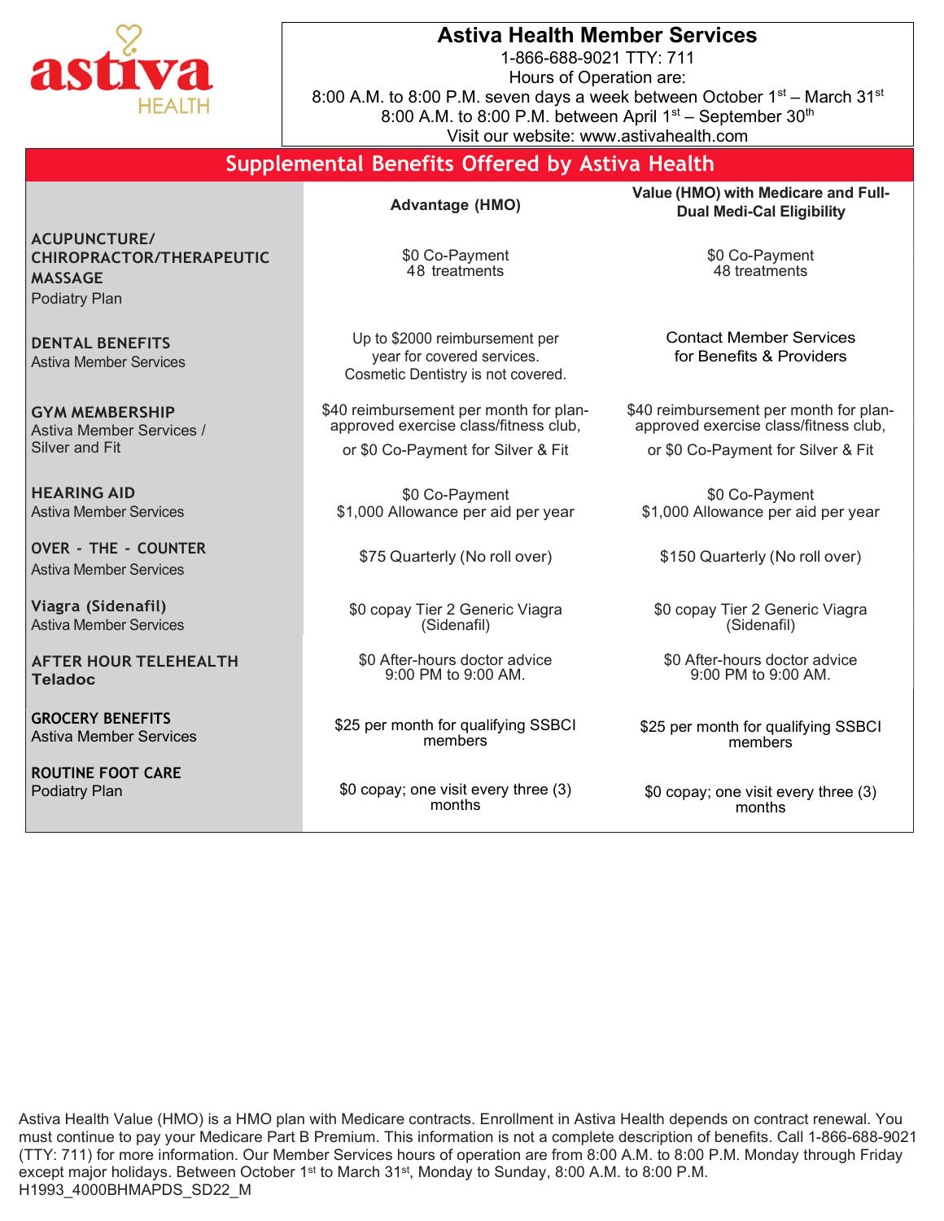astiva HEALTH

## Astiva Health Member Services

1-866-688-9021 TTY: 711

Hours of Operation are:

8:00 A.M. to 8:00 P.M. seven days a week between October 1st – March 31st

8:00 A.M. to 8:00 P.M. between April 1st – September 30th

Visit our website: www.astivahealth.com

## Supplemental Benefits Offered by Astiva Health

| | Advantage (HMO) | Value (HMO) with Medicare and Full-Dual Medi-Cal Eligibility |
|---|---|---|
| **ACUPUNCTURE/ CHIROPRACTOR/THERAPEUTIC MASSAGE**<br>Podiatry Plan | $0 Co-Payment<br>48 treatments | $0 Co-Payment<br>48 treatments |
| **DENTAL BENEFITS**<br>Astiva Member Services | Up to $2000 reimbursement per year for covered services. Cosmetic Dentistry is not covered. | Contact Member Services for Benefits & Providers |
| **GYM MEMBERSHIP**<br>Astiva Member Services / Silver and Fit | $40 reimbursement per month for plan-approved exercise class/fitness club, or $0 Co-Payment for Silver & Fit | $40 reimbursement per month for plan-approved exercise class/fitness club, or $0 Co-Payment for Silver & Fit |
| **HEARING AID**<br>Astiva Member Services | $0 Co-Payment<br>$1,000 Allowance per aid per year | $0 Co-Payment<br>$1,000 Allowance per aid per year |
| **OVER - THE - COUNTER**<br>Astiva Member Services | $75 Quarterly (No roll over) | $150 Quarterly (No roll over) |
| **Viagra (Sidenafil)**<br>Astiva Member Services | $0 copay Tier 2 Generic Viagra (Sidenafil) | $0 copay Tier 2 Generic Viagra (Sidenafil) |
| **AFTER HOUR TELEHEALTH Teladoc** | $0 After-hours doctor advice 9:00 PM to 9:00 AM. | $0 After-hours doctor advice 9:00 PM to 9:00 AM. |
| **GROCERY BENEFITS**<br>Astiva Member Services | $25 per month for qualifying SSBCI members | $25 per month for qualifying SSBCI members |
| **ROUTINE FOOT CARE**<br>Podiatry Plan | $0 copay; one visit every three (3) months | $0 copay; one visit every three (3) months |

Astiva Health Value (HMO) is a HMO plan with Medicare contracts. Enrollment in Astiva Health depends on contract renewal. You must continue to pay your Medicare Part B Premium. This information is not a complete description of benefits. Call 1-866-688-9021 (TTY: 711) for more information. Our Member Services hours of operation are from 8:00 A.M. to 8:00 P.M. Monday through Friday except major holidays. Between October 1st to March 31st, Monday to Sunday, 8:00 A.M. to 8:00 P.M.

H1993_4000BHMAPDS_SD22_M